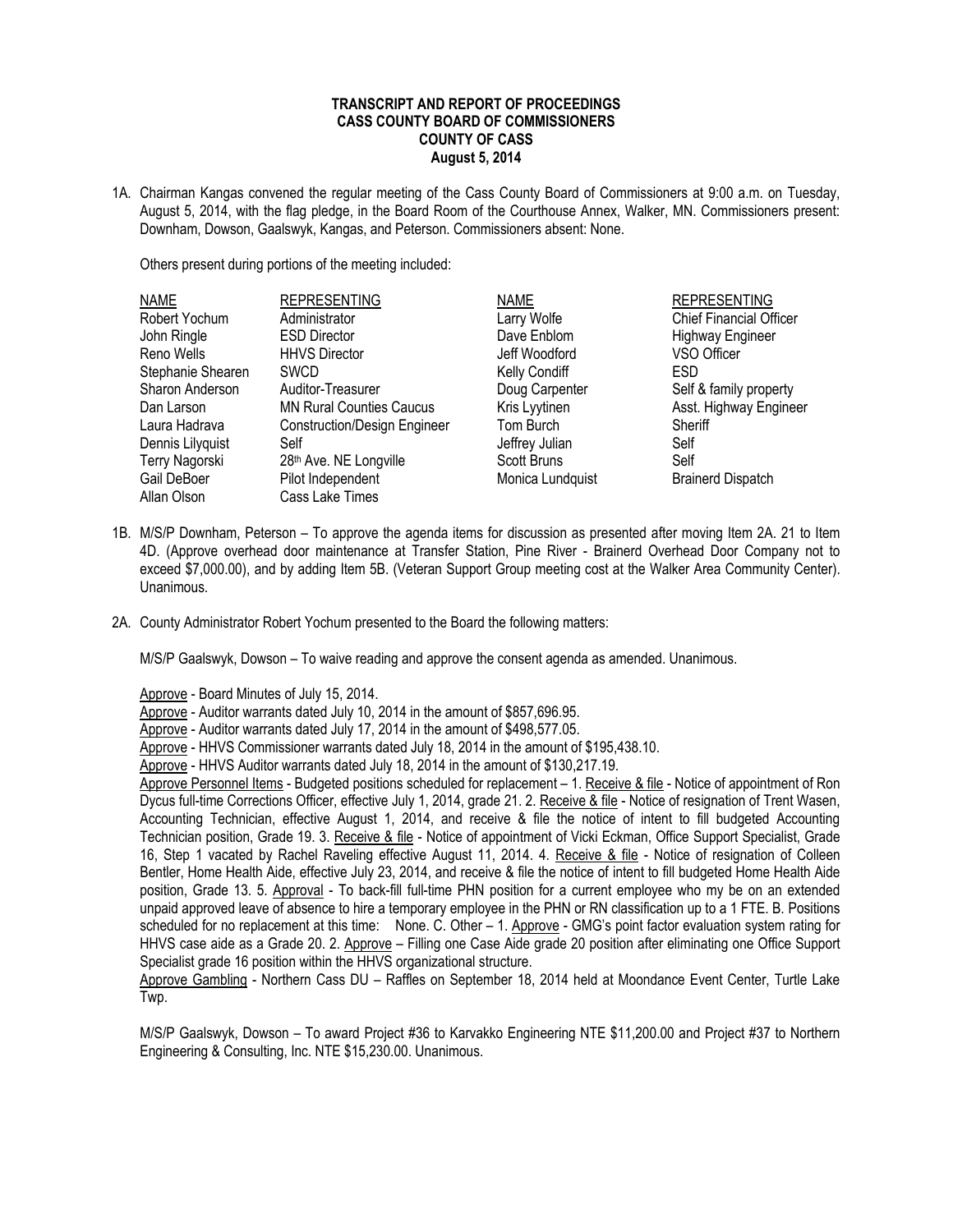**TRANSCRIPT AND REPORT OF PROCEEDINGS**
**CASS COUNTY BOARD OF COMMISSIONERS**
**COUNTY OF CASS**
**August 5, 2014**

1A. Chairman Kangas convened the regular meeting of the Cass County Board of Commissioners at 9:00 a.m. on Tuesday, August 5, 2014, with the flag pledge, in the Board Room of the Courthouse Annex, Walker, MN. Commissioners present: Downham, Dowson, Gaalswyk, Kangas, and Peterson. Commissioners absent: None.

Others present during portions of the meeting included:

| NAME | REPRESENTING | NAME | REPRESENTING |
|---|---|---|---|
| Robert Yochum | Administrator | Larry Wolfe | Chief Financial Officer |
| John Ringle | ESD Director | Dave Enblom | Highway Engineer |
| Reno Wells | HHVS Director | Jeff Woodford | VSO Officer |
| Stephanie Shearen | SWCD | Kelly Condiff | ESD |
| Sharon Anderson | Auditor-Treasurer | Doug Carpenter | Self & family property |
| Dan Larson | MN Rural Counties Caucus | Kris Lyytinen | Asst. Highway Engineer |
| Laura Hadrava | Construction/Design Engineer | Tom Burch | Sheriff |
| Dennis Lilyquist | Self | Jeffrey Julian | Self |
| Terry Nagorski | 28th Ave. NE Longville | Scott Bruns | Self |
| Gail DeBoer | Pilot Independent | Monica Lundquist | Brainerd Dispatch |
| Allan Olson | Cass Lake Times | | |

1B. M/S/P Downham, Peterson – To approve the agenda items for discussion as presented after moving Item 2A. 21 to Item 4D. (Approve overhead door maintenance at Transfer Station, Pine River - Brainerd Overhead Door Company not to exceed $7,000.00), and by adding Item 5B. (Veteran Support Group meeting cost at the Walker Area Community Center). Unanimous.

2A. County Administrator Robert Yochum presented to the Board the following matters:

M/S/P Gaalswyk, Dowson – To waive reading and approve the consent agenda as amended. Unanimous.

Approve - Board Minutes of July 15, 2014.
Approve - Auditor warrants dated July 10, 2014 in the amount of $857,696.95.
Approve - Auditor warrants dated July 17, 2014 in the amount of $498,577.05.
Approve - HHVS Commissioner warrants dated July 18, 2014 in the amount of $195,438.10.
Approve - HHVS Auditor warrants dated July 18, 2014 in the amount of $130,217.19.
Approve Personnel Items - Budgeted positions scheduled for replacement – 1. Receive & file - Notice of appointment of Ron Dycus full-time Corrections Officer, effective July 1, 2014, grade 21. 2. Receive & file - Notice of resignation of Trent Wasen, Accounting Technician, effective August 1, 2014, and receive & file the notice of intent to fill budgeted Accounting Technician position, Grade 19. 3. Receive & file - Notice of appointment of Vicki Eckman, Office Support Specialist, Grade 16, Step 1 vacated by Rachel Raveling effective August 11, 2014. 4. Receive & file - Notice of resignation of Colleen Bentler, Home Health Aide, effective July 23, 2014, and receive & file the notice of intent to fill budgeted Home Health Aide position, Grade 13. 5. Approval - To back-fill full-time PHN position for a current employee who my be on an extended unpaid approved leave of absence to hire a temporary employee in the PHN or RN classification up to a 1 FTE. B. Positions scheduled for no replacement at this time: None. C. Other – 1. Approve - GMG's point factor evaluation system rating for HHVS case aide as a Grade 20. 2. Approve – Filling one Case Aide grade 20 position after eliminating one Office Support Specialist grade 16 position within the HHVS organizational structure.
Approve Gambling - Northern Cass DU – Raffles on September 18, 2014 held at Moondance Event Center, Turtle Lake Twp.

M/S/P Gaalswyk, Dowson – To award Project #36 to Karvakko Engineering NTE $11,200.00 and Project #37 to Northern Engineering & Consulting, Inc. NTE $15,230.00. Unanimous.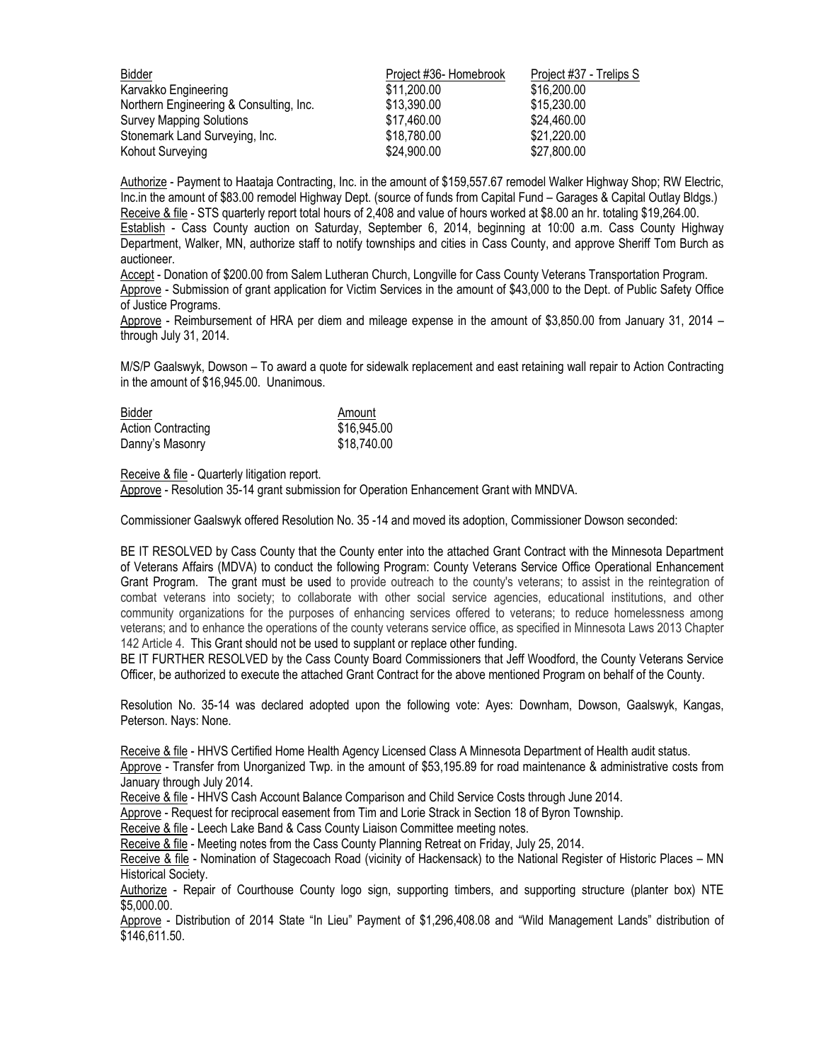| Bidder | Project #36- Homebrook | Project #37 - Trelips S |
|---|---|---|
| Karvakko Engineering | $11,200.00 | $16,200.00 |
| Northern Engineering & Consulting, Inc. | $13,390.00 | $15,230.00 |
| Survey Mapping Solutions | $17,460.00 | $24,460.00 |
| Stonemark Land Surveying, Inc. | $18,780.00 | $21,220.00 |
| Kohout Surveying | $24,900.00 | $27,800.00 |

Authorize - Payment to Haataja Contracting, Inc. in the amount of $159,557.67 remodel Walker Highway Shop; RW Electric, Inc.in the amount of $83.00 remodel Highway Dept. (source of funds from Capital Fund – Garages & Capital Outlay Bldgs.)
Receive & file - STS quarterly report total hours of 2,408 and value of hours worked at $8.00 an hr. totaling $19,264.00.
Establish - Cass County auction on Saturday, September 6, 2014, beginning at 10:00 a.m. Cass County Highway Department, Walker, MN, authorize staff to notify townships and cities in Cass County, and approve Sheriff Tom Burch as auctioneer.
Accept - Donation of $200.00 from Salem Lutheran Church, Longville for Cass County Veterans Transportation Program.
Approve - Submission of grant application for Victim Services in the amount of $43,000 to the Dept. of Public Safety Office of Justice Programs.
Approve - Reimbursement of HRA per diem and mileage expense in the amount of $3,850.00 from January 31, 2014 – through July 31, 2014.

M/S/P Gaalswyk, Dowson – To award a quote for sidewalk replacement and east retaining wall repair to Action Contracting in the amount of $16,945.00. Unanimous.

| Bidder | Amount |
|---|---|
| Action Contracting | $16,945.00 |
| Danny's Masonry | $18,740.00 |

Receive & file - Quarterly litigation report.
Approve - Resolution 35-14 grant submission for Operation Enhancement Grant with MNDVA.

Commissioner Gaalswyk offered Resolution No. 35 -14 and moved its adoption, Commissioner Dowson seconded:

BE IT RESOLVED by Cass County that the County enter into the attached Grant Contract with the Minnesota Department of Veterans Affairs (MDVA) to conduct the following Program: County Veterans Service Office Operational Enhancement Grant Program. The grant must be used to provide outreach to the county's veterans; to assist in the reintegration of combat veterans into society; to collaborate with other social service agencies, educational institutions, and other community organizations for the purposes of enhancing services offered to veterans; to reduce homelessness among veterans; and to enhance the operations of the county veterans service office, as specified in Minnesota Laws 2013 Chapter 142 Article 4. This Grant should not be used to supplant or replace other funding.
BE IT FURTHER RESOLVED by the Cass County Board Commissioners that Jeff Woodford, the County Veterans Service Officer, be authorized to execute the attached Grant Contract for the above mentioned Program on behalf of the County.

Resolution No. 35-14 was declared adopted upon the following vote: Ayes: Downham, Dowson, Gaalswyk, Kangas, Peterson. Nays: None.

Receive & file - HHVS Certified Home Health Agency Licensed Class A Minnesota Department of Health audit status.
Approve - Transfer from Unorganized Twp. in the amount of $53,195.89 for road maintenance & administrative costs from January through July 2014.
Receive & file - HHVS Cash Account Balance Comparison and Child Service Costs through June 2014.
Approve - Request for reciprocal easement from Tim and Lorie Strack in Section 18 of Byron Township.
Receive & file - Leech Lake Band & Cass County Liaison Committee meeting notes.
Receive & file - Meeting notes from the Cass County Planning Retreat on Friday, July 25, 2014.
Receive & file - Nomination of Stagecoach Road (vicinity of Hackensack) to the National Register of Historic Places – MN Historical Society.
Authorize - Repair of Courthouse County logo sign, supporting timbers, and supporting structure (planter box) NTE $5,000.00.
Approve - Distribution of 2014 State "In Lieu" Payment of $1,296,408.08 and "Wild Management Lands" distribution of $146,611.50.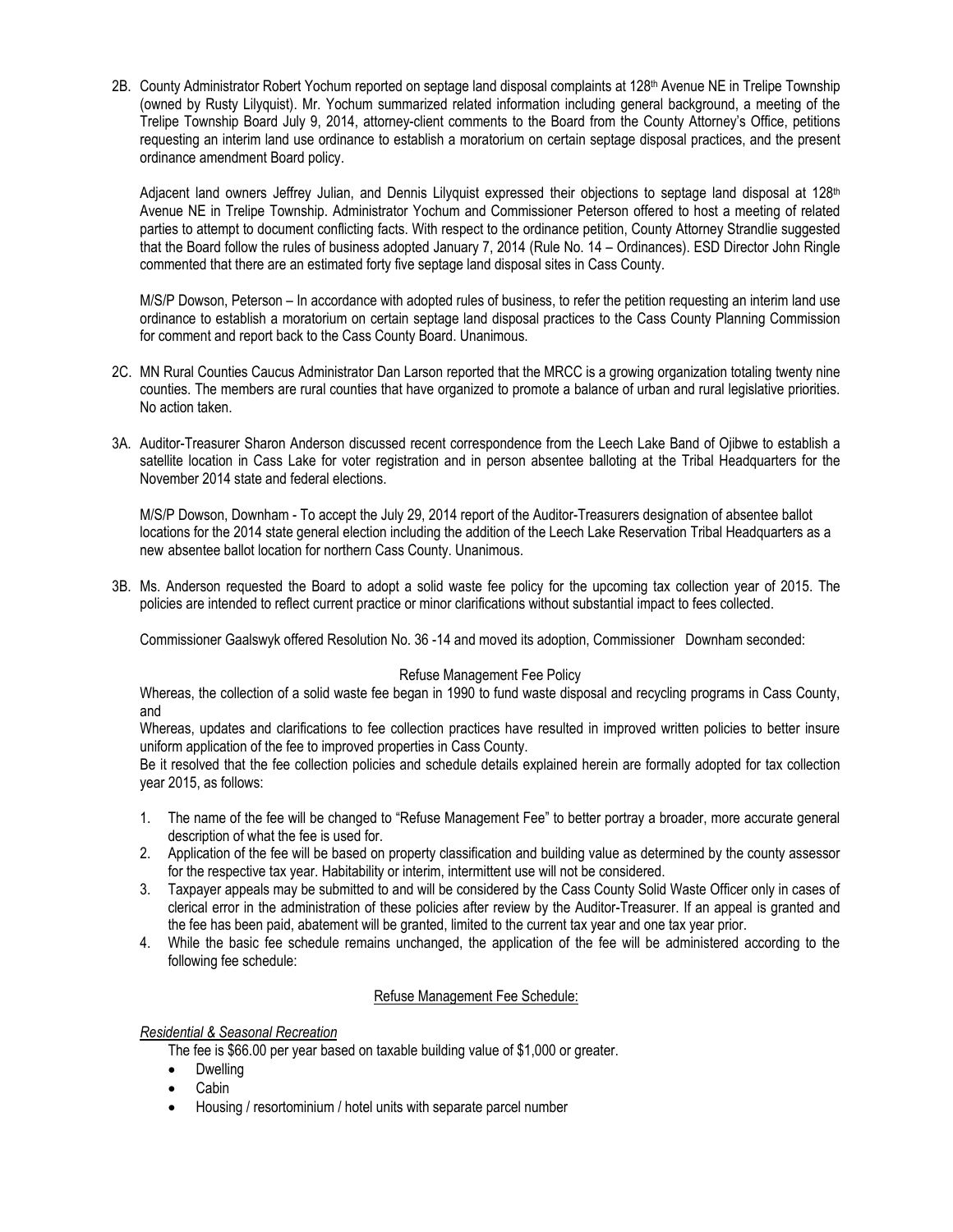2B. County Administrator Robert Yochum reported on septage land disposal complaints at 128th Avenue NE in Trelipe Township (owned by Rusty Lilyquist). Mr. Yochum summarized related information including general background, a meeting of the Trelipe Township Board July 9, 2014, attorney-client comments to the Board from the County Attorney's Office, petitions requesting an interim land use ordinance to establish a moratorium on certain septage disposal practices, and the present ordinance amendment Board policy.

Adjacent land owners Jeffrey Julian, and Dennis Lilyquist expressed their objections to septage land disposal at 128th Avenue NE in Trelipe Township. Administrator Yochum and Commissioner Peterson offered to host a meeting of related parties to attempt to document conflicting facts. With respect to the ordinance petition, County Attorney Strandlie suggested that the Board follow the rules of business adopted January 7, 2014 (Rule No. 14 – Ordinances). ESD Director John Ringle commented that there are an estimated forty five septage land disposal sites in Cass County.

M/S/P Dowson, Peterson – In accordance with adopted rules of business, to refer the petition requesting an interim land use ordinance to establish a moratorium on certain septage land disposal practices to the Cass County Planning Commission for comment and report back to the Cass County Board. Unanimous.

2C. MN Rural Counties Caucus Administrator Dan Larson reported that the MRCC is a growing organization totaling twenty nine counties. The members are rural counties that have organized to promote a balance of urban and rural legislative priorities. No action taken.

3A. Auditor-Treasurer Sharon Anderson discussed recent correspondence from the Leech Lake Band of Ojibwe to establish a satellite location in Cass Lake for voter registration and in person absentee balloting at the Tribal Headquarters for the November 2014 state and federal elections.

M/S/P Dowson, Downham - To accept the July 29, 2014 report of the Auditor-Treasurers designation of absentee ballot locations for the 2014 state general election including the addition of the Leech Lake Reservation Tribal Headquarters as a new absentee ballot location for northern Cass County. Unanimous.

3B. Ms. Anderson requested the Board to adopt a solid waste fee policy for the upcoming tax collection year of 2015. The policies are intended to reflect current practice or minor clarifications without substantial impact to fees collected.

Commissioner Gaalswyk offered Resolution No. 36 -14 and moved its adoption, Commissioner Downham seconded:

Refuse Management Fee Policy

Whereas, the collection of a solid waste fee began in 1990 to fund waste disposal and recycling programs in Cass County, and

Whereas, updates and clarifications to fee collection practices have resulted in improved written policies to better insure uniform application of the fee to improved properties in Cass County.

Be it resolved that the fee collection policies and schedule details explained herein are formally adopted for tax collection year 2015, as follows:

1. The name of the fee will be changed to "Refuse Management Fee" to better portray a broader, more accurate general description of what the fee is used for.
2. Application of the fee will be based on property classification and building value as determined by the county assessor for the respective tax year. Habitability or interim, intermittent use will not be considered.
3. Taxpayer appeals may be submitted to and will be considered by the Cass County Solid Waste Officer only in cases of clerical error in the administration of these policies after review by the Auditor-Treasurer. If an appeal is granted and the fee has been paid, abatement will be granted, limited to the current tax year and one tax year prior.
4. While the basic fee schedule remains unchanged, the application of the fee will be administered according to the following fee schedule:

Refuse Management Fee Schedule:

*Residential & Seasonal Recreation*

The fee is $66.00 per year based on taxable building value of $1,000 or greater.

- Dwelling
- Cabin
- Housing / resortominium / hotel units with separate parcel number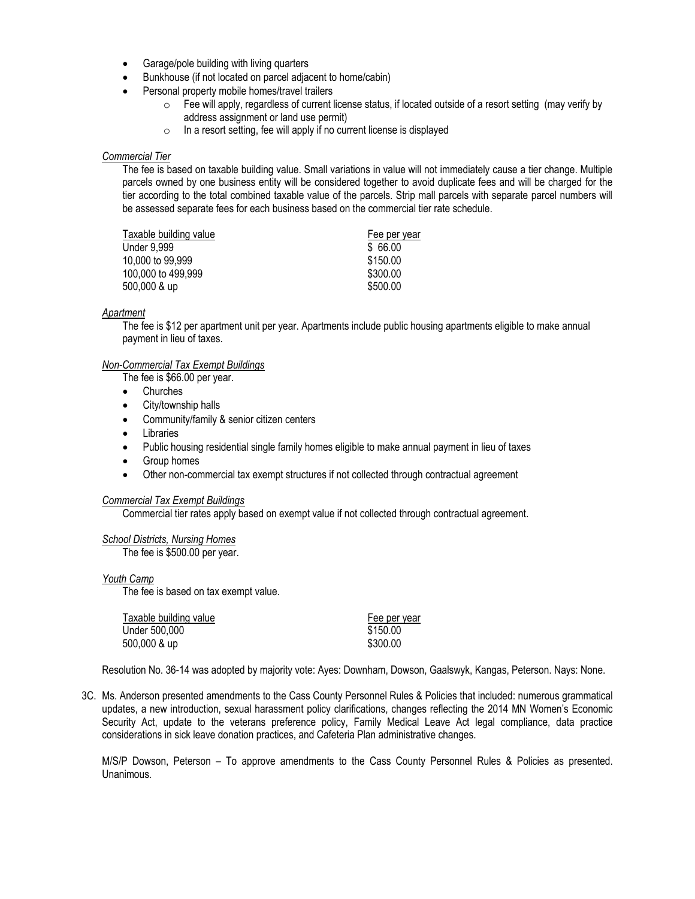- Garage/pole building with living quarters
- Bunkhouse (if not located on parcel adjacent to home/cabin)
- Personal property mobile homes/travel trailers
    - Fee will apply, regardless of current license status, if located outside of a resort setting (may verify by address assignment or land use permit)
    - In a resort setting, fee will apply if no current license is displayed

*Commercial Tier*

The fee is based on taxable building value. Small variations in value will not immediately cause a tier change. Multiple parcels owned by one business entity will be considered together to avoid duplicate fees and will be charged for the tier according to the total combined taxable value of the parcels. Strip mall parcels with separate parcel numbers will be assessed separate fees for each business based on the commercial tier rate schedule.

| Taxable building value | Fee per year |
|---|---|
| Under 9,999 | $ 66.00 |
| 10,000 to 99,999 | $150.00 |
| 100,000 to 499,999 | $300.00 |
| 500,000 & up | $500.00 |

*Apartment*

The fee is $12 per apartment unit per year. Apartments include public housing apartments eligible to make annual payment in lieu of taxes.

*Non-Commercial Tax Exempt Buildings*

The fee is $66.00 per year.

- Churches
- City/township halls
- Community/family & senior citizen centers
- Libraries
- Public housing residential single family homes eligible to make annual payment in lieu of taxes
- Group homes
- Other non-commercial tax exempt structures if not collected through contractual agreement

*Commercial Tax Exempt Buildings*

Commercial tier rates apply based on exempt value if not collected through contractual agreement.

*School Districts, Nursing Homes*

The fee is $500.00 per year.

*Youth Camp*

The fee is based on tax exempt value.

| Taxable building value | Fee per year |
|---|---|
| Under 500,000 | $150.00 |
| 500,000 & up | $300.00 |

Resolution No. 36-14 was adopted by majority vote: Ayes: Downham, Dowson, Gaalswyk, Kangas, Peterson. Nays: None.

3C. Ms. Anderson presented amendments to the Cass County Personnel Rules & Policies that included: numerous grammatical updates, a new introduction, sexual harassment policy clarifications, changes reflecting the 2014 MN Women's Economic Security Act, update to the veterans preference policy, Family Medical Leave Act legal compliance, data practice considerations in sick leave donation practices, and Cafeteria Plan administrative changes.

M/S/P Dowson, Peterson – To approve amendments to the Cass County Personnel Rules & Policies as presented. Unanimous.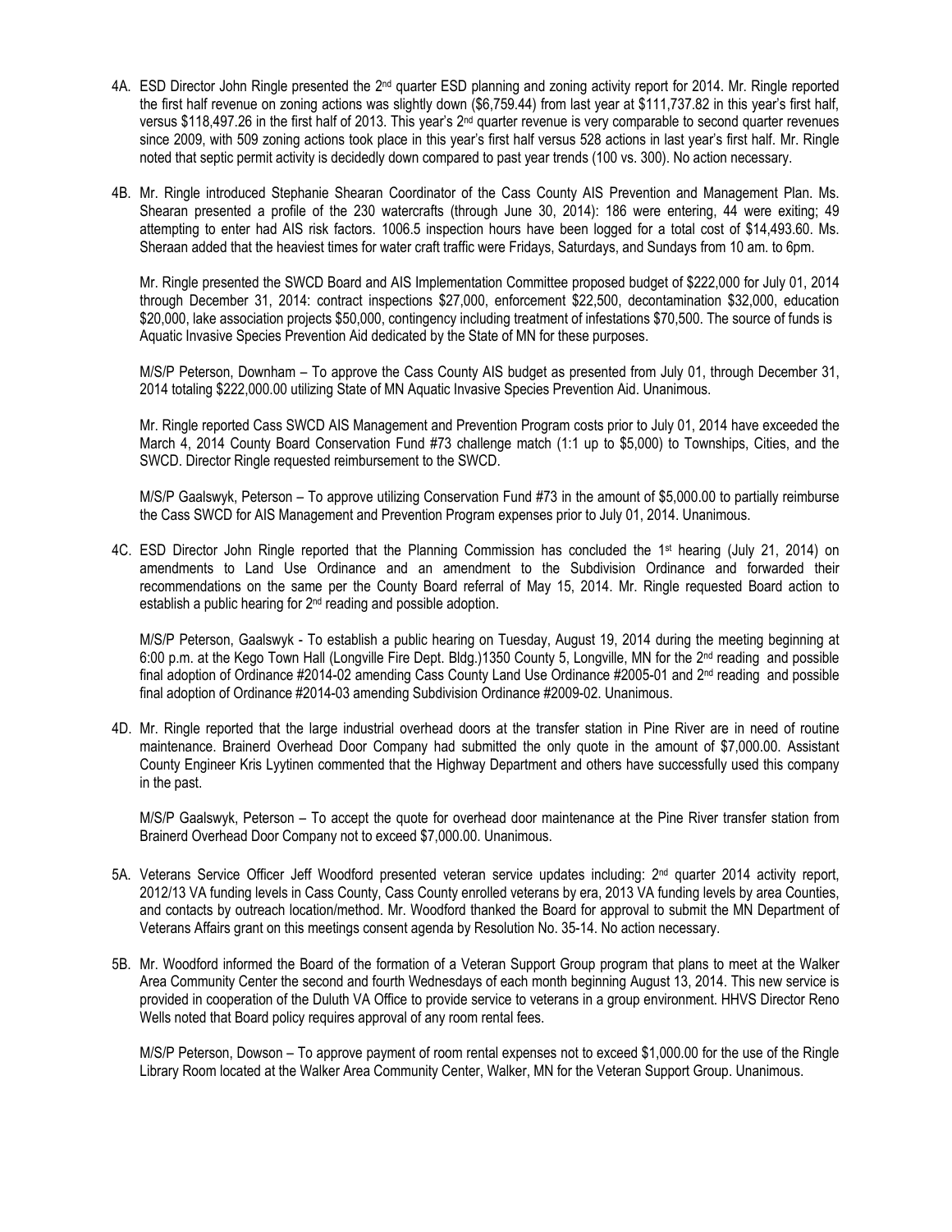4A. ESD Director John Ringle presented the 2nd quarter ESD planning and zoning activity report for 2014. Mr. Ringle reported the first half revenue on zoning actions was slightly down ($6,759.44) from last year at $111,737.82 in this year's first half, versus $118,497.26 in the first half of 2013. This year's 2nd quarter revenue is very comparable to second quarter revenues since 2009, with 509 zoning actions took place in this year's first half versus 528 actions in last year's first half. Mr. Ringle noted that septic permit activity is decidedly down compared to past year trends (100 vs. 300). No action necessary.

4B. Mr. Ringle introduced Stephanie Shearan Coordinator of the Cass County AIS Prevention and Management Plan. Ms. Shearan presented a profile of the 230 watercrafts (through June 30, 2014): 186 were entering, 44 were exiting; 49 attempting to enter had AIS risk factors. 1006.5 inspection hours have been logged for a total cost of $14,493.60. Ms. Sheraan added that the heaviest times for water craft traffic were Fridays, Saturdays, and Sundays from 10 am. to 6pm.

Mr. Ringle presented the SWCD Board and AIS Implementation Committee proposed budget of $222,000 for July 01, 2014 through December 31, 2014: contract inspections $27,000, enforcement $22,500, decontamination $32,000, education $20,000, lake association projects $50,000, contingency including treatment of infestations $70,500. The source of funds is Aquatic Invasive Species Prevention Aid dedicated by the State of MN for these purposes.

M/S/P Peterson, Downham – To approve the Cass County AIS budget as presented from July 01, through December 31, 2014 totaling $222,000.00 utilizing State of MN Aquatic Invasive Species Prevention Aid. Unanimous.

Mr. Ringle reported Cass SWCD AIS Management and Prevention Program costs prior to July 01, 2014 have exceeded the March 4, 2014 County Board Conservation Fund #73 challenge match (1:1 up to $5,000) to Townships, Cities, and the SWCD. Director Ringle requested reimbursement to the SWCD.

M/S/P Gaalswyk, Peterson – To approve utilizing Conservation Fund #73 in the amount of $5,000.00 to partially reimburse the Cass SWCD for AIS Management and Prevention Program expenses prior to July 01, 2014. Unanimous.

4C. ESD Director John Ringle reported that the Planning Commission has concluded the 1st hearing (July 21, 2014) on amendments to Land Use Ordinance and an amendment to the Subdivision Ordinance and forwarded their recommendations on the same per the County Board referral of May 15, 2014. Mr. Ringle requested Board action to establish a public hearing for 2nd reading and possible adoption.

M/S/P Peterson, Gaalswyk - To establish a public hearing on Tuesday, August 19, 2014 during the meeting beginning at 6:00 p.m. at the Kego Town Hall (Longville Fire Dept. Bldg.)1350 County 5, Longville, MN for the 2nd reading and possible final adoption of Ordinance #2014-02 amending Cass County Land Use Ordinance #2005-01 and 2nd reading and possible final adoption of Ordinance #2014-03 amending Subdivision Ordinance #2009-02. Unanimous.

4D. Mr. Ringle reported that the large industrial overhead doors at the transfer station in Pine River are in need of routine maintenance. Brainerd Overhead Door Company had submitted the only quote in the amount of $7,000.00. Assistant County Engineer Kris Lyytinen commented that the Highway Department and others have successfully used this company in the past.

M/S/P Gaalswyk, Peterson – To accept the quote for overhead door maintenance at the Pine River transfer station from Brainerd Overhead Door Company not to exceed $7,000.00. Unanimous.

5A. Veterans Service Officer Jeff Woodford presented veteran service updates including: 2nd quarter 2014 activity report, 2012/13 VA funding levels in Cass County, Cass County enrolled veterans by era, 2013 VA funding levels by area Counties, and contacts by outreach location/method. Mr. Woodford thanked the Board for approval to submit the MN Department of Veterans Affairs grant on this meetings consent agenda by Resolution No. 35-14. No action necessary.

5B. Mr. Woodford informed the Board of the formation of a Veteran Support Group program that plans to meet at the Walker Area Community Center the second and fourth Wednesdays of each month beginning August 13, 2014. This new service is provided in cooperation of the Duluth VA Office to provide service to veterans in a group environment. HHVS Director Reno Wells noted that Board policy requires approval of any room rental fees.

M/S/P Peterson, Dowson – To approve payment of room rental expenses not to exceed $1,000.00 for the use of the Ringle Library Room located at the Walker Area Community Center, Walker, MN for the Veteran Support Group. Unanimous.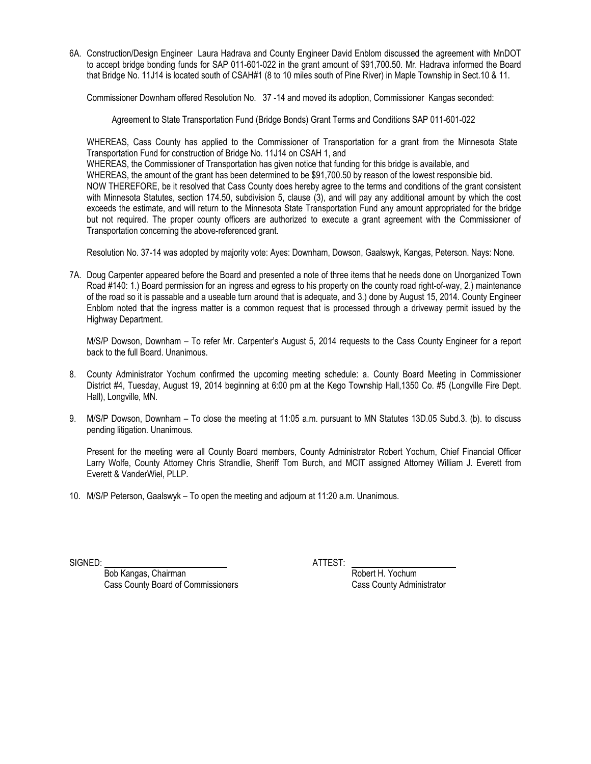6A. Construction/Design Engineer Laura Hadrava and County Engineer David Enblom discussed the agreement with MnDOT to accept bridge bonding funds for SAP 011-601-022 in the grant amount of $91,700.50. Mr. Hadrava informed the Board that Bridge No. 11J14 is located south of CSAH#1 (8 to 10 miles south of Pine River) in Maple Township in Sect.10 & 11.

Commissioner Downham offered Resolution No. 37 -14 and moved its adoption, Commissioner Kangas seconded:

Agreement to State Transportation Fund (Bridge Bonds) Grant Terms and Conditions SAP 011-601-022

WHEREAS, Cass County has applied to the Commissioner of Transportation for a grant from the Minnesota State Transportation Fund for construction of Bridge No. 11J14 on CSAH 1, and
WHEREAS, the Commissioner of Transportation has given notice that funding for this bridge is available, and
WHEREAS, the amount of the grant has been determined to be $91,700.50 by reason of the lowest responsible bid.
NOW THEREFORE, be it resolved that Cass County does hereby agree to the terms and conditions of the grant consistent with Minnesota Statutes, section 174.50, subdivision 5, clause (3), and will pay any additional amount by which the cost exceeds the estimate, and will return to the Minnesota State Transportation Fund any amount appropriated for the bridge but not required. The proper county officers are authorized to execute a grant agreement with the Commissioner of Transportation concerning the above-referenced grant.

Resolution No. 37-14 was adopted by majority vote: Ayes: Downham, Dowson, Gaalswyk, Kangas, Peterson. Nays: None.

7A. Doug Carpenter appeared before the Board and presented a note of three items that he needs done on Unorganized Town Road #140: 1.) Board permission for an ingress and egress to his property on the county road right-of-way, 2.) maintenance of the road so it is passable and a useable turn around that is adequate, and 3.) done by August 15, 2014. County Engineer Enblom noted that the ingress matter is a common request that is processed through a driveway permit issued by the Highway Department.

M/S/P Dowson, Downham – To refer Mr. Carpenter's August 5, 2014 requests to the Cass County Engineer for a report back to the full Board. Unanimous.

8. County Administrator Yochum confirmed the upcoming meeting schedule: a. County Board Meeting in Commissioner District #4, Tuesday, August 19, 2014 beginning at 6:00 pm at the Kego Township Hall,1350 Co. #5 (Longville Fire Dept. Hall), Longville, MN.

9. M/S/P Dowson, Downham – To close the meeting at 11:05 a.m. pursuant to MN Statutes 13D.05 Subd.3. (b). to discuss pending litigation. Unanimous.

Present for the meeting were all County Board members, County Administrator Robert Yochum, Chief Financial Officer Larry Wolfe, County Attorney Chris Strandlie, Sheriff Tom Burch, and MCIT assigned Attorney William J. Everett from Everett & VanderWiel, PLLP.

10. M/S/P Peterson, Gaalswyk – To open the meeting and adjourn at 11:20 a.m. Unanimous.

SIGNED: \_\_\_\_\_\_\_\_\_\_\_\_\_\_\_\_\_\_\_\_\_\_\_\_
Bob Kangas, Chairman
Cass County Board of Commissioners

ATTEST: \_\_\_\_\_\_\_\_\_\_\_\_\_\_\_\_\_\_\_\_\_\_\_\_
Robert H. Yochum
Cass County Administrator